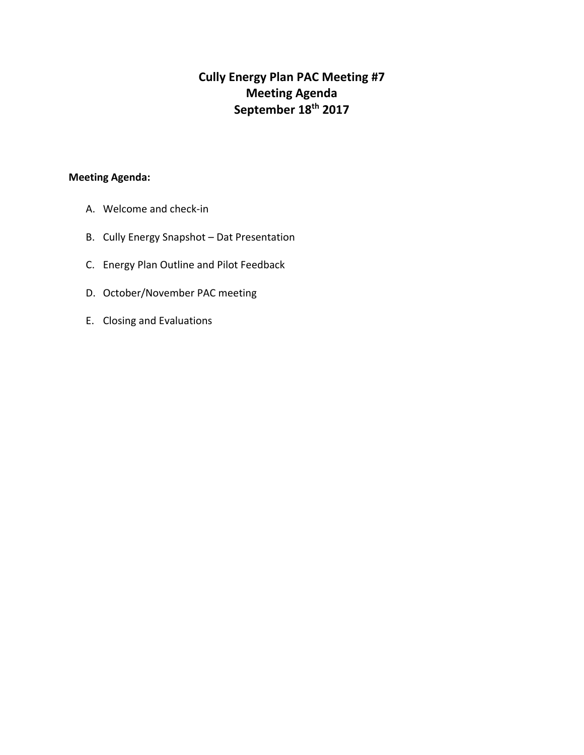# Cully Energy Plan PAC Meeting #7
# Meeting Agenda
# September 18th 2017

**Meeting Agenda:**

A. Welcome and check-in

B. Cully Energy Snapshot – Dat Presentation

C. Energy Plan Outline and Pilot Feedback

D. October/November PAC meeting

E. Closing and Evaluations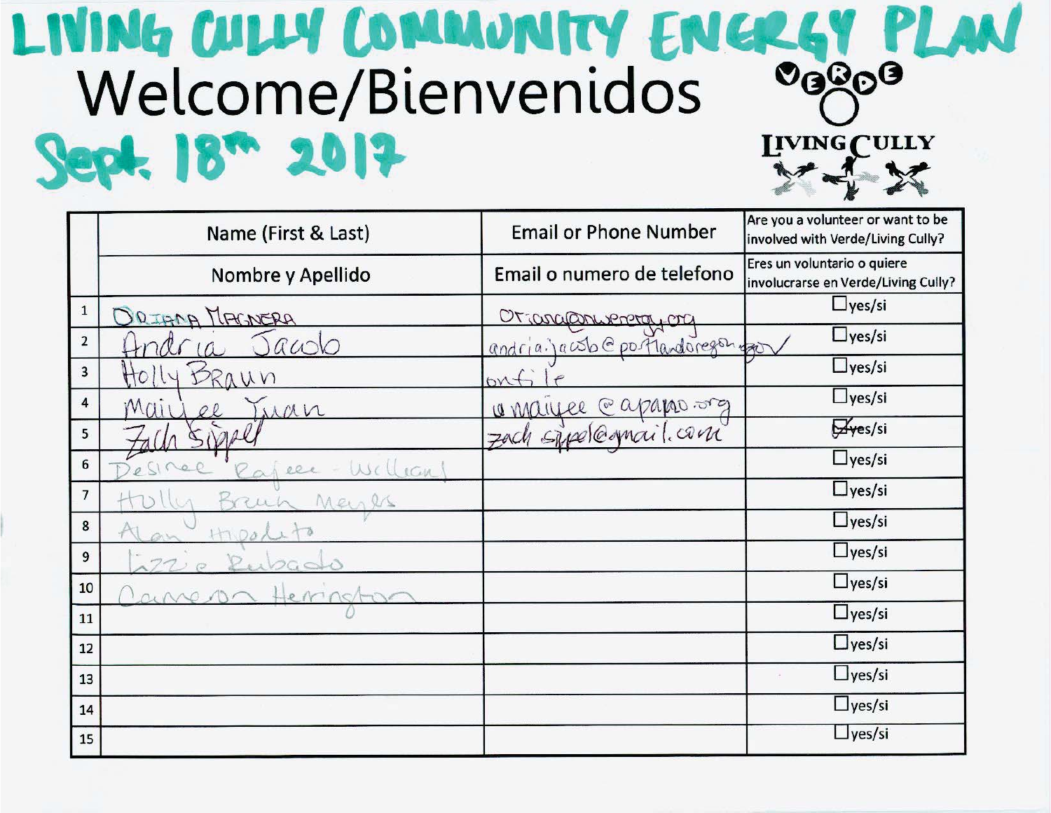# LIVING CULLY COMMUNITY ENERGY PLAN

## Welcome/Bienvenidos

**Sept. 18th 2017**

VERDE

LIVING CULLY

| | Name (First & Last) | Email or Phone Number | Are you a volunteer or want to be involved with Verde/Living Cully? |
|---|---|---|---|
| | Nombre y Apellido | Email o numero de telefono | Eres un voluntario o quiere involucrarse en Verde/Living Cully? |
| 1 | ORIANA MAGNERA | oriana@nwenergy.org | ☐ yes/si |
| 2 | Andria Jacob | andria.jacob@portlandoregon.gov | ☐ yes/si |
| 3 | Holly Braun | on file | ☐ yes/si |
| 4 | Maiyee Yuan | maiyee@apano.org | ☐ yes/si |
| 5 | Zach Sippel | zach.sippel@gmail.com | ☑ yes/si |
| 6 | Desiree Rafeee - William | | ☐ yes/si |
| 7 | Holly Braun Meyers | | ☐ yes/si |
| 8 | Alan Hipolito | | ☐ yes/si |
| 9 | Lizzie Rubado | | ☐ yes/si |
| 10 | Cameron Herrington | | ☐ yes/si |
| 11 | | | ☐ yes/si |
| 12 | | | ☐ yes/si |
| 13 | | | ☐ yes/si |
| 14 | | | ☐ yes/si |
| 15 | | | ☐ yes/si |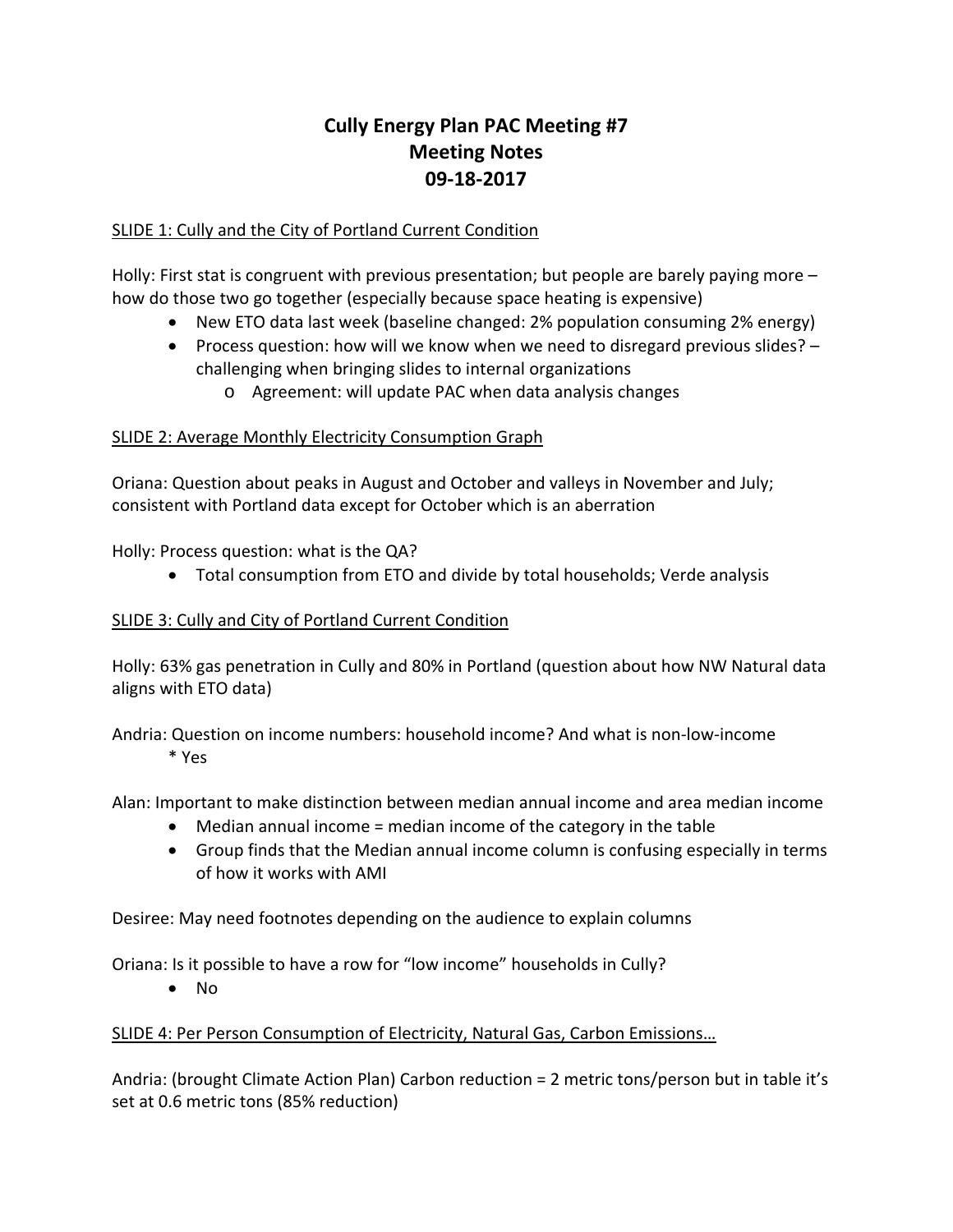# Cully Energy Plan PAC Meeting #7
# Meeting Notes
# 09-18-2017

SLIDE 1: Cully and the City of Portland Current Condition

Holly: First stat is congruent with previous presentation; but people are barely paying more – how do those two go together (especially because space heating is expensive)

- New ETO data last week (baseline changed: 2% population consuming 2% energy)
- Process question: how will we know when we need to disregard previous slides? – challenging when bringing slides to internal organizations
  - Agreement: will update PAC when data analysis changes

SLIDE 2: Average Monthly Electricity Consumption Graph

Oriana: Question about peaks in August and October and valleys in November and July; consistent with Portland data except for October which is an aberration

Holly: Process question: what is the QA?

- Total consumption from ETO and divide by total households; Verde analysis

SLIDE 3: Cully and City of Portland Current Condition

Holly: 63% gas penetration in Cully and 80% in Portland (question about how NW Natural data aligns with ETO data)

Andria: Question on income numbers: household income? And what is non-low-income
	* Yes

Alan: Important to make distinction between median annual income and area median income

- Median annual income = median income of the category in the table
- Group finds that the Median annual income column is confusing especially in terms of how it works with AMI

Desiree: May need footnotes depending on the audience to explain columns

Oriana: Is it possible to have a row for "low income" households in Cully?

- No

SLIDE 4: Per Person Consumption of Electricity, Natural Gas, Carbon Emissions…

Andria: (brought Climate Action Plan) Carbon reduction = 2 metric tons/person but in table it's set at 0.6 metric tons (85% reduction)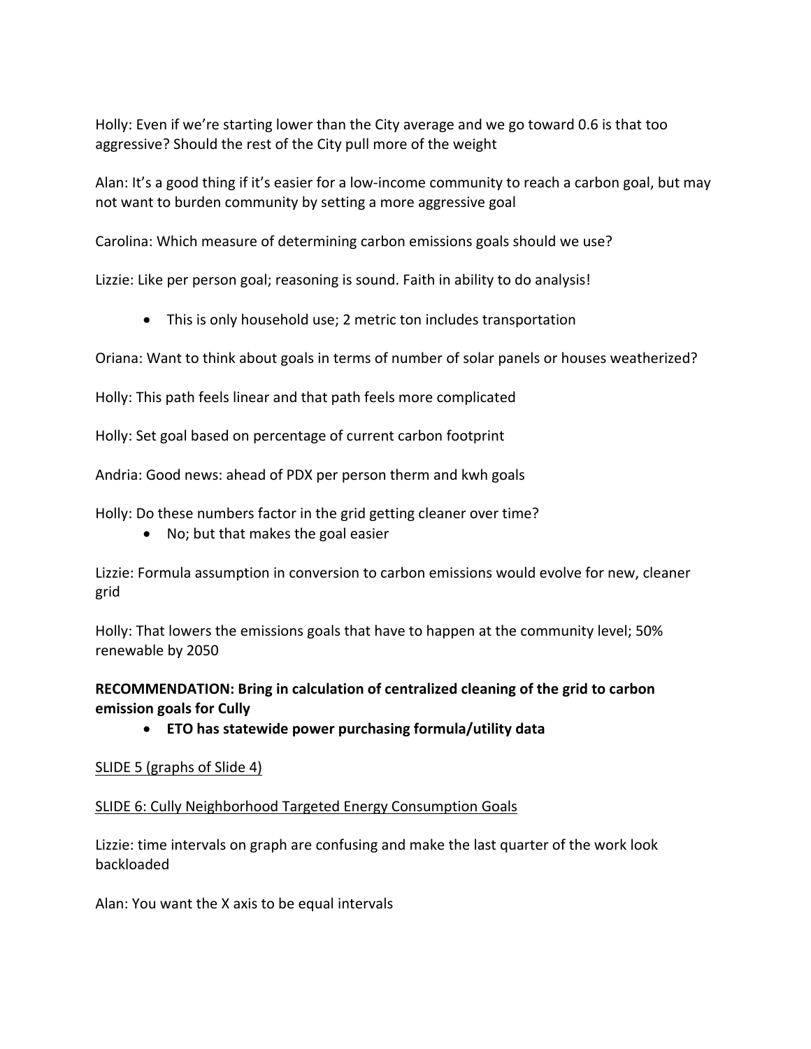Holly: Even if we're starting lower than the City average and we go toward 0.6 is that too aggressive? Should the rest of the City pull more of the weight

Alan: It's a good thing if it's easier for a low-income community to reach a carbon goal, but may not want to burden community by setting a more aggressive goal

Carolina: Which measure of determining carbon emissions goals should we use?

Lizzie: Like per person goal; reasoning is sound. Faith in ability to do analysis!

- This is only household use; 2 metric ton includes transportation

Oriana: Want to think about goals in terms of number of solar panels or houses weatherized?

Holly: This path feels linear and that path feels more complicated

Holly: Set goal based on percentage of current carbon footprint

Andria: Good news: ahead of PDX per person therm and kwh goals

Holly: Do these numbers factor in the grid getting cleaner over time?

- No; but that makes the goal easier

Lizzie: Formula assumption in conversion to carbon emissions would evolve for new, cleaner grid

Holly: That lowers the emissions goals that have to happen at the community level; 50% renewable by 2050

**RECOMMENDATION: Bring in calculation of centralized cleaning of the grid to carbon emission goals for Cully**

- **ETO has statewide power purchasing formula/utility data**

<u>SLIDE 5 (graphs of Slide 4)</u>

<u>SLIDE 6: Cully Neighborhood Targeted Energy Consumption Goals</u>

Lizzie: time intervals on graph are confusing and make the last quarter of the work look backloaded

Alan: You want the X axis to be equal intervals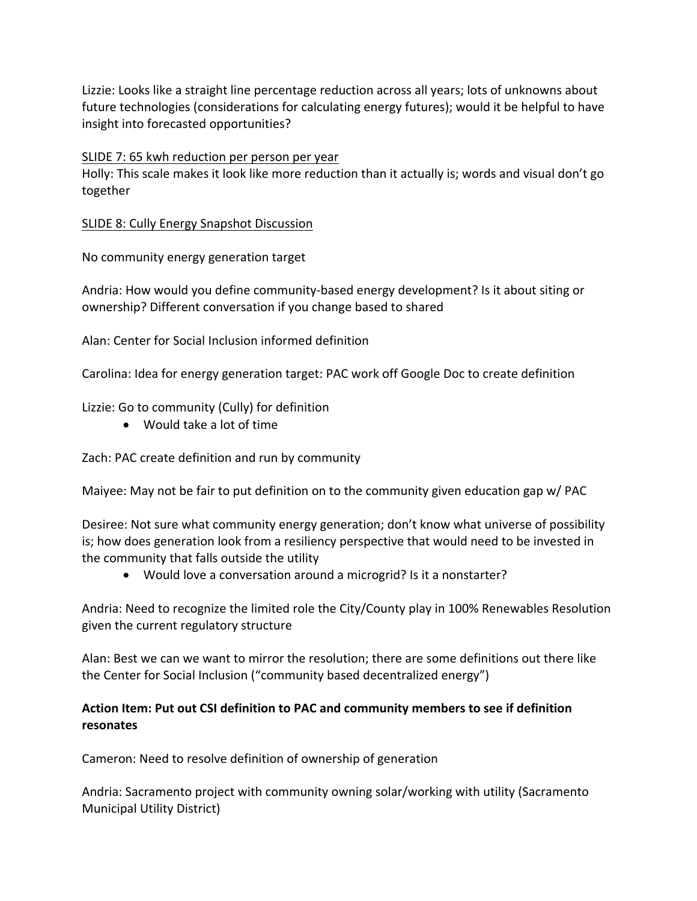Lizzie: Looks like a straight line percentage reduction across all years; lots of unknowns about future technologies (considerations for calculating energy futures); would it be helpful to have insight into forecasted opportunities?

<u>SLIDE 7: 65 kwh reduction per person per year</u>

Holly: This scale makes it look like more reduction than it actually is; words and visual don't go together

<u>SLIDE 8: Cully Energy Snapshot Discussion</u>

No community energy generation target

Andria: How would you define community-based energy development? Is it about siting or ownership? Different conversation if you change based to shared

Alan: Center for Social Inclusion informed definition

Carolina: Idea for energy generation target: PAC work off Google Doc to create definition

Lizzie: Go to community (Cully) for definition

- Would take a lot of time

Zach: PAC create definition and run by community

Maiyee: May not be fair to put definition on to the community given education gap w/ PAC

Desiree: Not sure what community energy generation; don't know what universe of possibility is; how does generation look from a resiliency perspective that would need to be invested in the community that falls outside the utility

- Would love a conversation around a microgrid? Is it a nonstarter?

Andria: Need to recognize the limited role the City/County play in 100% Renewables Resolution given the current regulatory structure

Alan: Best we can we want to mirror the resolution; there are some definitions out there like the Center for Social Inclusion ("community based decentralized energy")

**Action Item: Put out CSI definition to PAC and community members to see if definition resonates**

Cameron: Need to resolve definition of ownership of generation

Andria: Sacramento project with community owning solar/working with utility (Sacramento Municipal Utility District)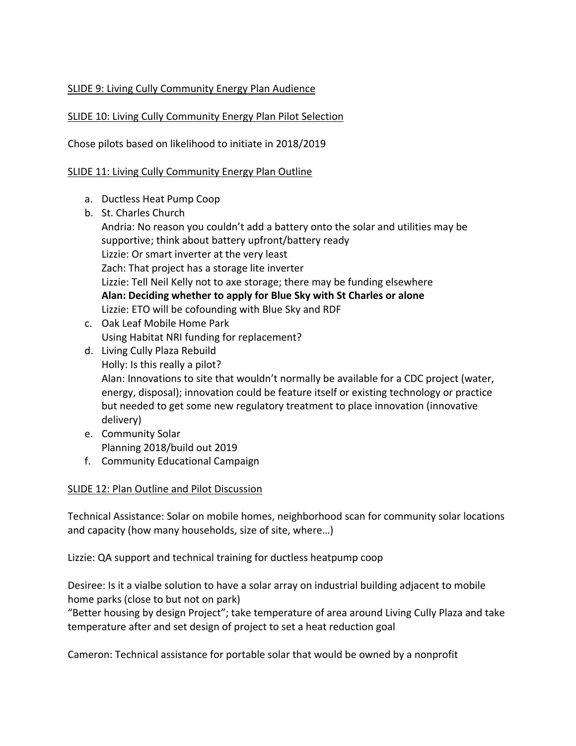SLIDE 9: Living Cully Community Energy Plan Audience

SLIDE 10: Living Cully Community Energy Plan Pilot Selection

Chose pilots based on likelihood to initiate in 2018/2019

SLIDE 11: Living Cully Community Energy Plan Outline

a. Ductless Heat Pump Coop
b. St. Charles Church
   Andria: No reason you couldn't add a battery onto the solar and utilities may be supportive; think about battery upfront/battery ready
   Lizzie: Or smart inverter at the very least
   Zach: That project has a storage lite inverter
   Lizzie: Tell Neil Kelly not to axe storage; there may be funding elsewhere
   **Alan: Deciding whether to apply for Blue Sky with St Charles or alone**
   Lizzie: ETO will be cofounding with Blue Sky and RDF
c. Oak Leaf Mobile Home Park
   Using Habitat NRI funding for replacement?
d. Living Cully Plaza Rebuild
   Holly: Is this really a pilot?
   Alan: Innovations to site that wouldn't normally be available for a CDC project (water, energy, disposal); innovation could be feature itself or existing technology or practice but needed to get some new regulatory treatment to place innovation (innovative delivery)
e. Community Solar
   Planning 2018/build out 2019
f. Community Educational Campaign

SLIDE 12: Plan Outline and Pilot Discussion

Technical Assistance: Solar on mobile homes, neighborhood scan for community solar locations and capacity (how many households, size of site, where…)

Lizzie: QA support and technical training for ductless heatpump coop

Desiree: Is it a vialbe solution to have a solar array on industrial building adjacent to mobile home parks (close to but not on park)
"Better housing by design Project"; take temperature of area around Living Cully Plaza and take temperature after and set design of project to set a heat reduction goal

Cameron: Technical assistance for portable solar that would be owned by a nonprofit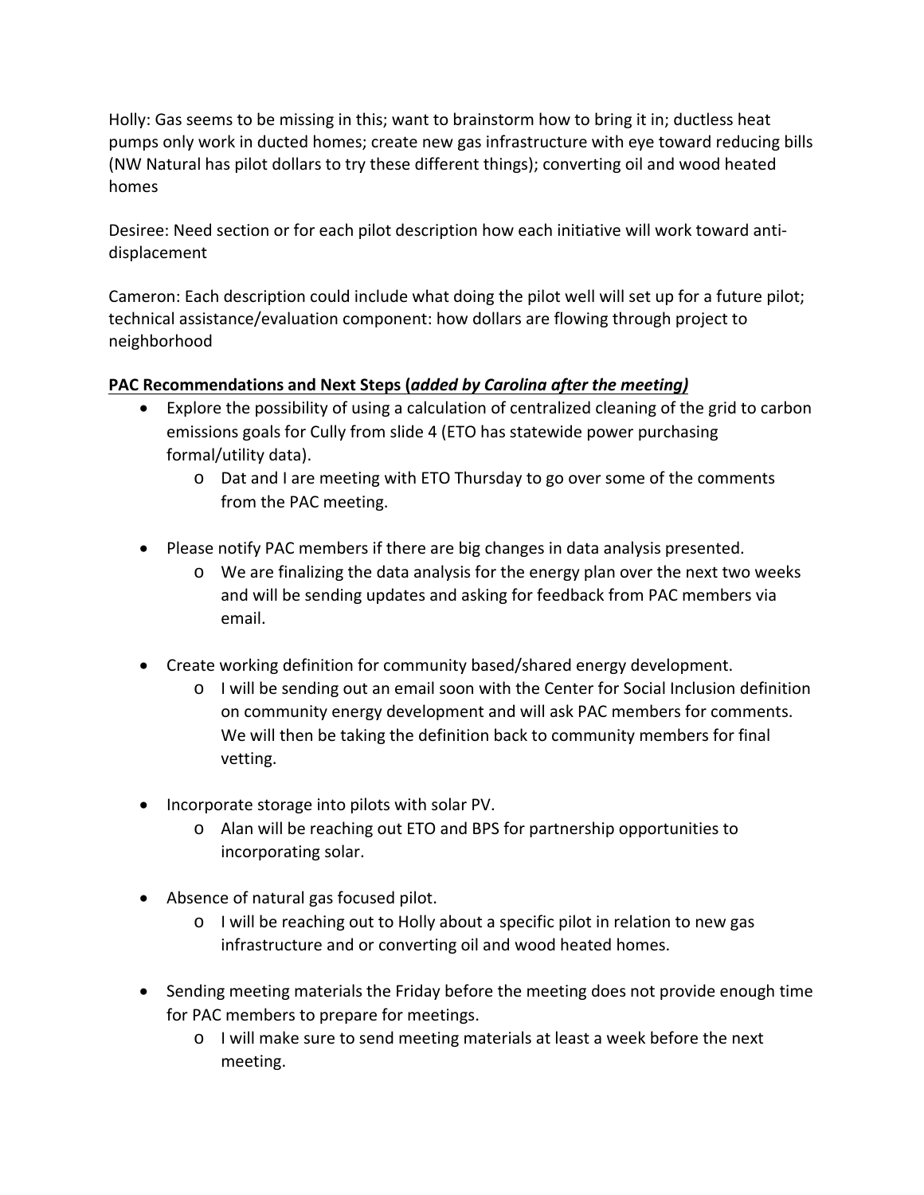Holly: Gas seems to be missing in this; want to brainstorm how to bring it in; ductless heat pumps only work in ducted homes; create new gas infrastructure with eye toward reducing bills (NW Natural has pilot dollars to try these different things); converting oil and wood heated homes

Desiree: Need section or for each pilot description how each initiative will work toward anti-displacement

Cameron: Each description could include what doing the pilot well will set up for a future pilot; technical assistance/evaluation component: how dollars are flowing through project to neighborhood

**PAC Recommendations and Next Steps (*added by Carolina after the meeting)***

- Explore the possibility of using a calculation of centralized cleaning of the grid to carbon emissions goals for Cully from slide 4 (ETO has statewide power purchasing formal/utility data).
  - Dat and I are meeting with ETO Thursday to go over some of the comments from the PAC meeting.
- Please notify PAC members if there are big changes in data analysis presented.
  - We are finalizing the data analysis for the energy plan over the next two weeks and will be sending updates and asking for feedback from PAC members via email.
- Create working definition for community based/shared energy development.
  - I will be sending out an email soon with the Center for Social Inclusion definition on community energy development and will ask PAC members for comments. We will then be taking the definition back to community members for final vetting.
- Incorporate storage into pilots with solar PV.
  - Alan will be reaching out ETO and BPS for partnership opportunities to incorporating solar.
- Absence of natural gas focused pilot.
  - I will be reaching out to Holly about a specific pilot in relation to new gas infrastructure and or converting oil and wood heated homes.
- Sending meeting materials the Friday before the meeting does not provide enough time for PAC members to prepare for meetings.
  - I will make sure to send meeting materials at least a week before the next meeting.